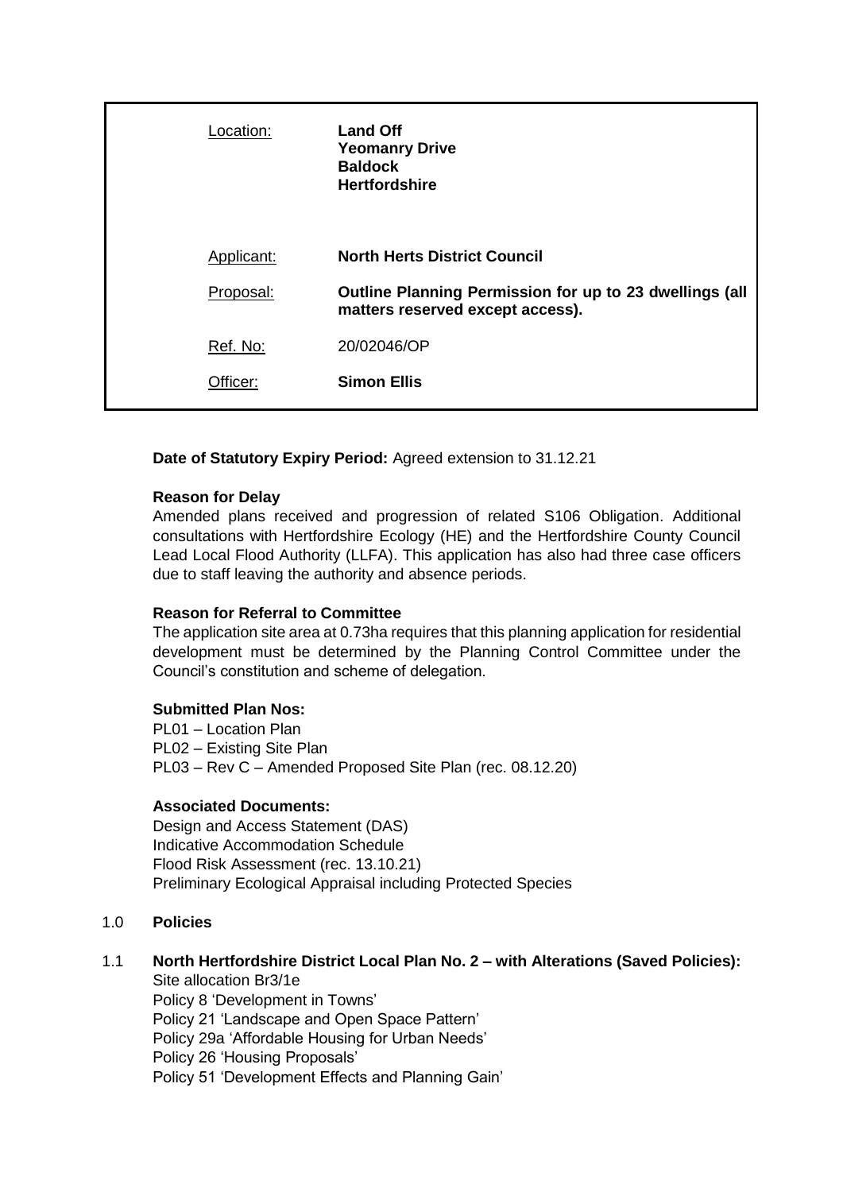| | |
|---|---|
| Location: | **Land Off Yeomanry Drive Baldock Hertfordshire** |
| Applicant: | **North Herts District Council** |
| Proposal: | **Outline Planning Permission for up to 23 dwellings (all matters reserved except access).** |
| Ref. No: | 20/02046/OP |
| Officer: | **Simon Ellis** |

**Date of Statutory Expiry Period:** Agreed extension to 31.12.21

**Reason for Delay**

Amended plans received and progression of related S106 Obligation. Additional consultations with Hertfordshire Ecology (HE) and the Hertfordshire County Council Lead Local Flood Authority (LLFA). This application has also had three case officers due to staff leaving the authority and absence periods.

**Reason for Referral to Committee**

The application site area at 0.73ha requires that this planning application for residential development must be determined by the Planning Control Committee under the Council's constitution and scheme of delegation.

**Submitted Plan Nos:**

PL01 – Location Plan
PL02 – Existing Site Plan
PL03 – Rev C – Amended Proposed Site Plan (rec. 08.12.20)

**Associated Documents:**

Design and Access Statement (DAS)
Indicative Accommodation Schedule
Flood Risk Assessment (rec. 13.10.21)
Preliminary Ecological Appraisal including Protected Species

## 1.0 Policies

1.1 **North Hertfordshire District Local Plan No. 2 – with Alterations (Saved Policies):**
Site allocation Br3/1e
Policy 8 'Development in Towns'
Policy 21 'Landscape and Open Space Pattern'
Policy 29a 'Affordable Housing for Urban Needs'
Policy 26 'Housing Proposals'
Policy 51 'Development Effects and Planning Gain'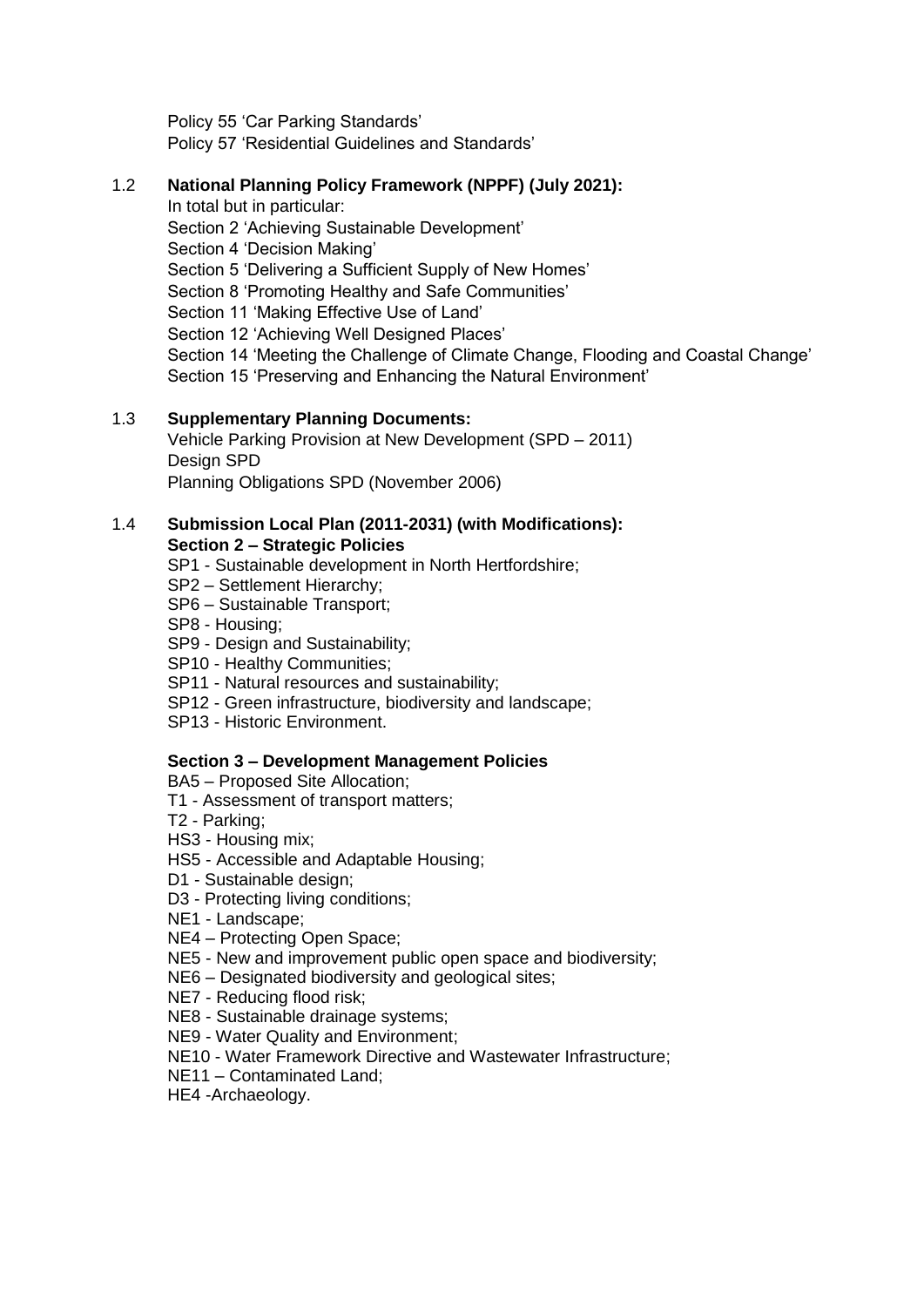Policy 55 ‘Car Parking Standards’
Policy 57 ‘Residential Guidelines and Standards’

1.2 **National Planning Policy Framework (NPPF) (July 2021):**
In total but in particular:
Section 2 ‘Achieving Sustainable Development’
Section 4 ‘Decision Making’
Section 5 ‘Delivering a Sufficient Supply of New Homes’
Section 8 ‘Promoting Healthy and Safe Communities’
Section 11 ‘Making Effective Use of Land’
Section 12 ‘Achieving Well Designed Places’
Section 14 ‘Meeting the Challenge of Climate Change, Flooding and Coastal Change’
Section 15 ‘Preserving and Enhancing the Natural Environment’

1.3 **Supplementary Planning Documents:**
Vehicle Parking Provision at New Development (SPD – 2011)
Design SPD
Planning Obligations SPD (November 2006)

1.4 **Submission Local Plan (2011-2031) (with Modifications):**
**Section 2 – Strategic Policies**
SP1 - Sustainable development in North Hertfordshire;
SP2 – Settlement Hierarchy;
SP6 – Sustainable Transport;
SP8 - Housing;
SP9 - Design and Sustainability;
SP10 - Healthy Communities;
SP11 - Natural resources and sustainability;
SP12 - Green infrastructure, biodiversity and landscape;
SP13 - Historic Environment.

**Section 3 – Development Management Policies**
BA5 – Proposed Site Allocation;
T1 - Assessment of transport matters;
T2 - Parking;
HS3 - Housing mix;
HS5 - Accessible and Adaptable Housing;
D1 - Sustainable design;
D3 - Protecting living conditions;
NE1 - Landscape;
NE4 – Protecting Open Space;
NE5 - New and improvement public open space and biodiversity;
NE6 – Designated biodiversity and geological sites;
NE7 - Reducing flood risk;
NE8 - Sustainable drainage systems;
NE9 - Water Quality and Environment;
NE10 - Water Framework Directive and Wastewater Infrastructure;
NE11 – Contaminated Land;
HE4 -Archaeology.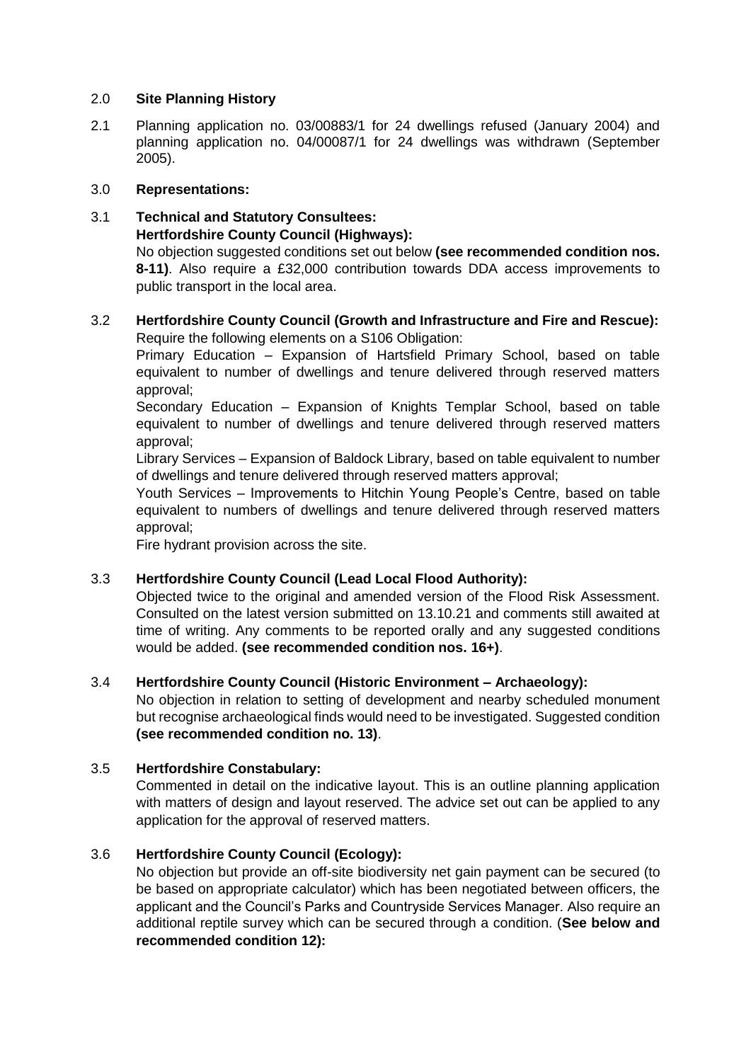## 2.0 **Site Planning History**

2.1 Planning application no. 03/00883/1 for 24 dwellings refused (January 2004) and planning application no. 04/00087/1 for 24 dwellings was withdrawn (September 2005).

## 3.0 **Representations:**

3.1 **Technical and Statutory Consultees:**
**Hertfordshire County Council (Highways):**
No objection suggested conditions set out below **(see recommended condition nos. 8-11)**. Also require a £32,000 contribution towards DDA access improvements to public transport in the local area.

3.2 **Hertfordshire County Council (Growth and Infrastructure and Fire and Rescue):**
Require the following elements on a S106 Obligation:
Primary Education – Expansion of Hartsfield Primary School, based on table equivalent to number of dwellings and tenure delivered through reserved matters approval;
Secondary Education – Expansion of Knights Templar School, based on table equivalent to number of dwellings and tenure delivered through reserved matters approval;
Library Services – Expansion of Baldock Library, based on table equivalent to number of dwellings and tenure delivered through reserved matters approval;
Youth Services – Improvements to Hitchin Young People's Centre, based on table equivalent to numbers of dwellings and tenure delivered through reserved matters approval;
Fire hydrant provision across the site.

3.3 **Hertfordshire County Council (Lead Local Flood Authority):**
Objected twice to the original and amended version of the Flood Risk Assessment. Consulted on the latest version submitted on 13.10.21 and comments still awaited at time of writing. Any comments to be reported orally and any suggested conditions would be added. **(see recommended condition nos. 16+)**.

3.4 **Hertfordshire County Council (Historic Environment – Archaeology):**
No objection in relation to setting of development and nearby scheduled monument but recognise archaeological finds would need to be investigated. Suggested condition **(see recommended condition no. 13)**.

3.5 **Hertfordshire Constabulary:**
Commented in detail on the indicative layout. This is an outline planning application with matters of design and layout reserved. The advice set out can be applied to any application for the approval of reserved matters.

3.6 **Hertfordshire County Council (Ecology):**
No objection but provide an off-site biodiversity net gain payment can be secured (to be based on appropriate calculator) which has been negotiated between officers, the applicant and the Council's Parks and Countryside Services Manager. Also require an additional reptile survey which can be secured through a condition. (**See below and recommended condition 12):**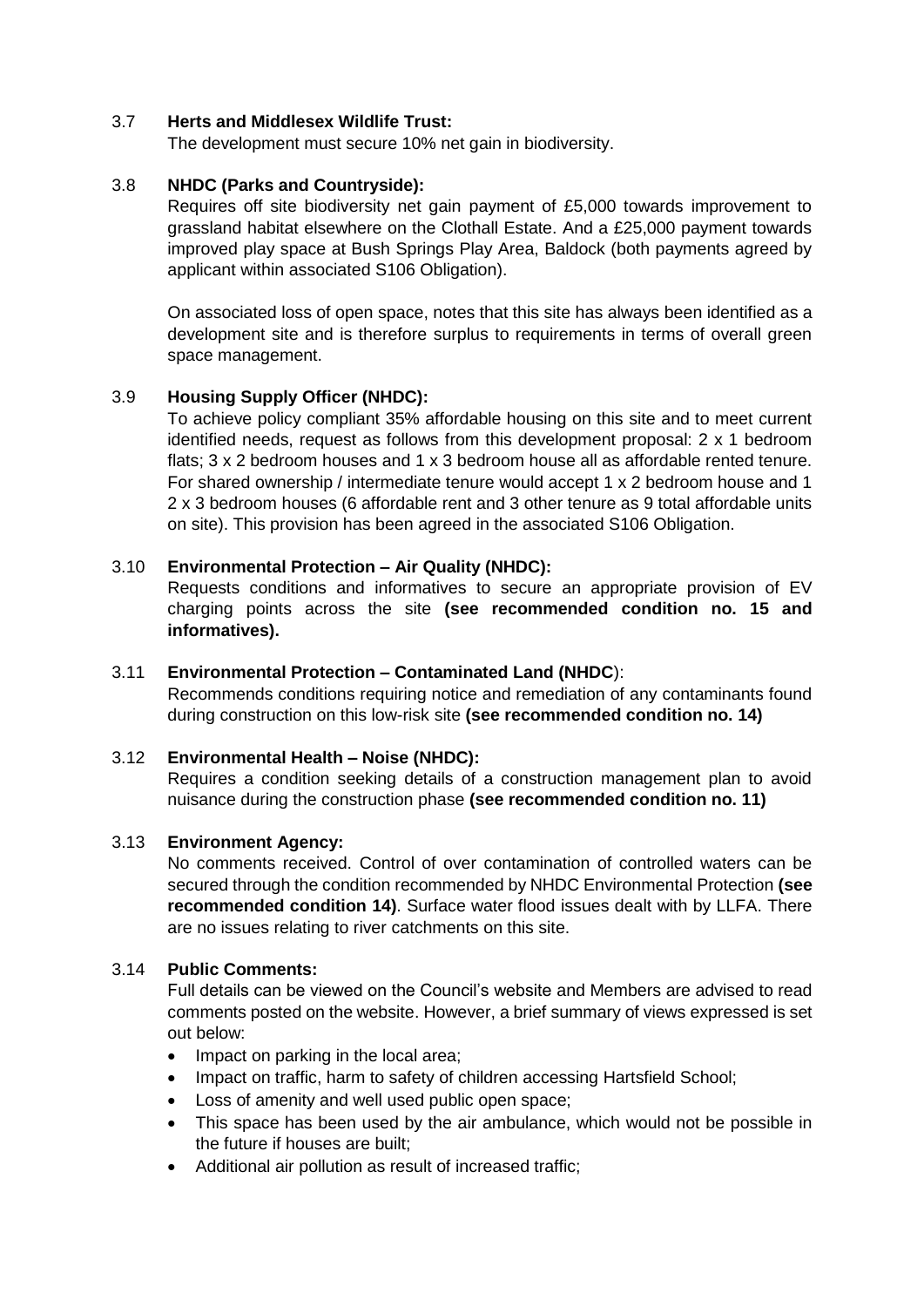3.7 **Herts and Middlesex Wildlife Trust:**
The development must secure 10% net gain in biodiversity.

3.8 **NHDC (Parks and Countryside):**
Requires off site biodiversity net gain payment of £5,000 towards improvement to grassland habitat elsewhere on the Clothall Estate. And a £25,000 payment towards improved play space at Bush Springs Play Area, Baldock (both payments agreed by applicant within associated S106 Obligation).

On associated loss of open space, notes that this site has always been identified as a development site and is therefore surplus to requirements in terms of overall green space management.

3.9 **Housing Supply Officer (NHDC):**
To achieve policy compliant 35% affordable housing on this site and to meet current identified needs, request as follows from this development proposal: 2 x 1 bedroom flats; 3 x 2 bedroom houses and 1 x 3 bedroom house all as affordable rented tenure. For shared ownership / intermediate tenure would accept 1 x 2 bedroom house and 1 2 x 3 bedroom houses (6 affordable rent and 3 other tenure as 9 total affordable units on site). This provision has been agreed in the associated S106 Obligation.

3.10 **Environmental Protection – Air Quality (NHDC):**
Requests conditions and informatives to secure an appropriate provision of EV charging points across the site **(see recommended condition no. 15 and informatives).**

3.11 **Environmental Protection – Contaminated Land (NHDC**):
Recommends conditions requiring notice and remediation of any contaminants found during construction on this low-risk site **(see recommended condition no. 14)**

3.12 **Environmental Health – Noise (NHDC):**
Requires a condition seeking details of a construction management plan to avoid nuisance during the construction phase **(see recommended condition no. 11)**

3.13 **Environment Agency:**
No comments received. Control of over contamination of controlled waters can be secured through the condition recommended by NHDC Environmental Protection **(see recommended condition 14)**. Surface water flood issues dealt with by LLFA. There are no issues relating to river catchments on this site.

3.14 **Public Comments:**
Full details can be viewed on the Council's website and Members are advised to read comments posted on the website. However, a brief summary of views expressed is set out below:

- Impact on parking in the local area;
- Impact on traffic, harm to safety of children accessing Hartsfield School;
- Loss of amenity and well used public open space;
- This space has been used by the air ambulance, which would not be possible in the future if houses are built;
- Additional air pollution as result of increased traffic;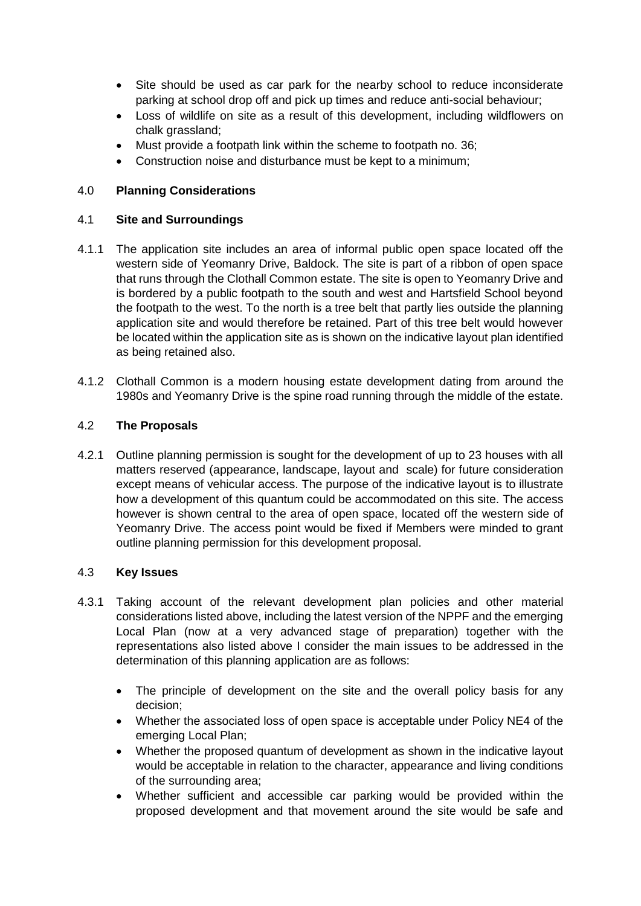- Site should be used as car park for the nearby school to reduce inconsiderate parking at school drop off and pick up times and reduce anti-social behaviour;
- Loss of wildlife on site as a result of this development, including wildflowers on chalk grassland;
- Must provide a footpath link within the scheme to footpath no. 36;
- Construction noise and disturbance must be kept to a minimum;

## 4.0 **Planning Considerations**

### 4.1 **Site and Surroundings**

4.1.1 The application site includes an area of informal public open space located off the western side of Yeomanry Drive, Baldock. The site is part of a ribbon of open space that runs through the Clothall Common estate. The site is open to Yeomanry Drive and is bordered by a public footpath to the south and west and Hartsfield School beyond the footpath to the west. To the north is a tree belt that partly lies outside the planning application site and would therefore be retained. Part of this tree belt would however be located within the application site as is shown on the indicative layout plan identified as being retained also.

4.1.2 Clothall Common is a modern housing estate development dating from around the 1980s and Yeomanry Drive is the spine road running through the middle of the estate.

### 4.2 **The Proposals**

4.2.1 Outline planning permission is sought for the development of up to 23 houses with all matters reserved (appearance, landscape, layout and scale) for future consideration except means of vehicular access. The purpose of the indicative layout is to illustrate how a development of this quantum could be accommodated on this site. The access however is shown central to the area of open space, located off the western side of Yeomanry Drive. The access point would be fixed if Members were minded to grant outline planning permission for this development proposal.

### 4.3 **Key Issues**

4.3.1 Taking account of the relevant development plan policies and other material considerations listed above, including the latest version of the NPPF and the emerging Local Plan (now at a very advanced stage of preparation) together with the representations also listed above I consider the main issues to be addressed in the determination of this planning application are as follows:

- The principle of development on the site and the overall policy basis for any decision;
- Whether the associated loss of open space is acceptable under Policy NE4 of the emerging Local Plan;
- Whether the proposed quantum of development as shown in the indicative layout would be acceptable in relation to the character, appearance and living conditions of the surrounding area;
- Whether sufficient and accessible car parking would be provided within the proposed development and that movement around the site would be safe and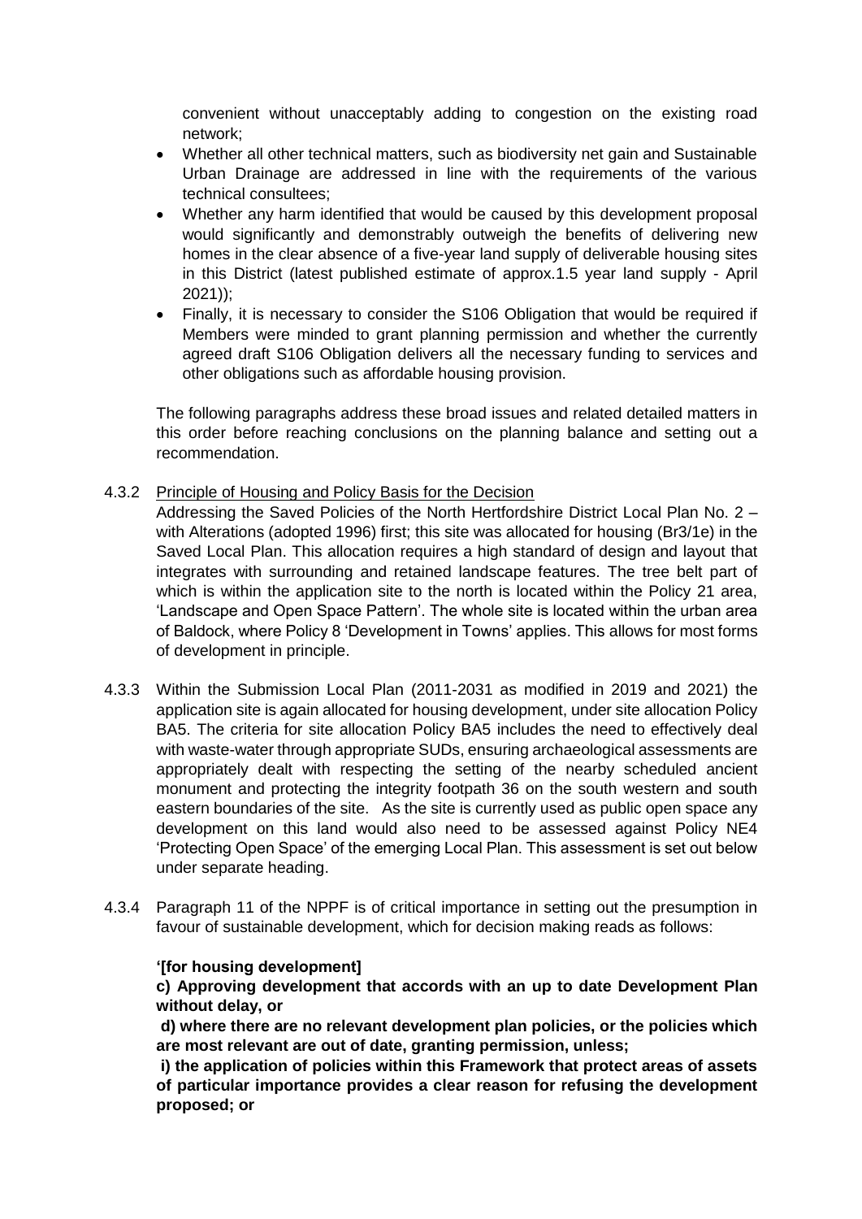convenient without unacceptably adding to congestion on the existing road network;

- Whether all other technical matters, such as biodiversity net gain and Sustainable Urban Drainage are addressed in line with the requirements of the various technical consultees;
- Whether any harm identified that would be caused by this development proposal would significantly and demonstrably outweigh the benefits of delivering new homes in the clear absence of a five-year land supply of deliverable housing sites in this District (latest published estimate of approx.1.5 year land supply - April 2021));
- Finally, it is necessary to consider the S106 Obligation that would be required if Members were minded to grant planning permission and whether the currently agreed draft S106 Obligation delivers all the necessary funding to services and other obligations such as affordable housing provision.

The following paragraphs address these broad issues and related detailed matters in this order before reaching conclusions on the planning balance and setting out a recommendation.

4.3.2 Principle of Housing and Policy Basis for the Decision

Addressing the Saved Policies of the North Hertfordshire District Local Plan No. 2 – with Alterations (adopted 1996) first; this site was allocated for housing (Br3/1e) in the Saved Local Plan. This allocation requires a high standard of design and layout that integrates with surrounding and retained landscape features. The tree belt part of which is within the application site to the north is located within the Policy 21 area, 'Landscape and Open Space Pattern'. The whole site is located within the urban area of Baldock, where Policy 8 'Development in Towns' applies. This allows for most forms of development in principle.

4.3.3 Within the Submission Local Plan (2011-2031 as modified in 2019 and 2021) the application site is again allocated for housing development, under site allocation Policy BA5. The criteria for site allocation Policy BA5 includes the need to effectively deal with waste-water through appropriate SUDs, ensuring archaeological assessments are appropriately dealt with respecting the setting of the nearby scheduled ancient monument and protecting the integrity footpath 36 on the south western and south eastern boundaries of the site. As the site is currently used as public open space any development on this land would also need to be assessed against Policy NE4 'Protecting Open Space' of the emerging Local Plan. This assessment is set out below under separate heading.

4.3.4 Paragraph 11 of the NPPF is of critical importance in setting out the presumption in favour of sustainable development, which for decision making reads as follows:

**'[for housing development]**

**c) Approving development that accords with an up to date Development Plan without delay, or**

**d) where there are no relevant development plan policies, or the policies which are most relevant are out of date, granting permission, unless;**

**i) the application of policies within this Framework that protect areas of assets of particular importance provides a clear reason for refusing the development proposed; or**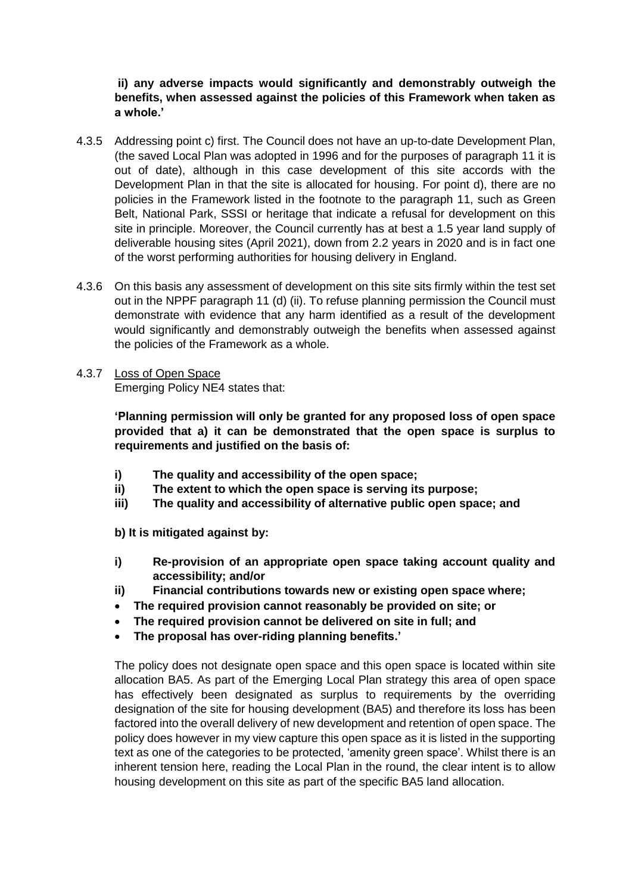**ii) any adverse impacts would significantly and demonstrably outweigh the benefits, when assessed against the policies of this Framework when taken as a whole.'**

4.3.5 Addressing point c) first. The Council does not have an up-to-date Development Plan, (the saved Local Plan was adopted in 1996 and for the purposes of paragraph 11 it is out of date), although in this case development of this site accords with the Development Plan in that the site is allocated for housing. For point d), there are no policies in the Framework listed in the footnote to the paragraph 11, such as Green Belt, National Park, SSSI or heritage that indicate a refusal for development on this site in principle. Moreover, the Council currently has at best a 1.5 year land supply of deliverable housing sites (April 2021), down from 2.2 years in 2020 and is in fact one of the worst performing authorities for housing delivery in England.

4.3.6 On this basis any assessment of development on this site sits firmly within the test set out in the NPPF paragraph 11 (d) (ii). To refuse planning permission the Council must demonstrate with evidence that any harm identified as a result of the development would significantly and demonstrably outweigh the benefits when assessed against the policies of the Framework as a whole.

4.3.7 Loss of Open Space

Emerging Policy NE4 states that:

**'Planning permission will only be granted for any proposed loss of open space provided that a) it can be demonstrated that the open space is surplus to requirements and justified on the basis of:**

- **i) The quality and accessibility of the open space;**
- **ii) The extent to which the open space is serving its purpose;**
- **iii) The quality and accessibility of alternative public open space; and**

**b) It is mitigated against by:**

- **i) Re-provision of an appropriate open space taking account quality and accessibility; and/or**
- **ii) Financial contributions towards new or existing open space where;**
  - **The required provision cannot reasonably be provided on site; or**
  - **The required provision cannot be delivered on site in full; and**
  - **The proposal has over-riding planning benefits.'**

The policy does not designate open space and this open space is located within site allocation BA5. As part of the Emerging Local Plan strategy this area of open space has effectively been designated as surplus to requirements by the overriding designation of the site for housing development (BA5) and therefore its loss has been factored into the overall delivery of new development and retention of open space. The policy does however in my view capture this open space as it is listed in the supporting text as one of the categories to be protected, 'amenity green space'. Whilst there is an inherent tension here, reading the Local Plan in the round, the clear intent is to allow housing development on this site as part of the specific BA5 land allocation.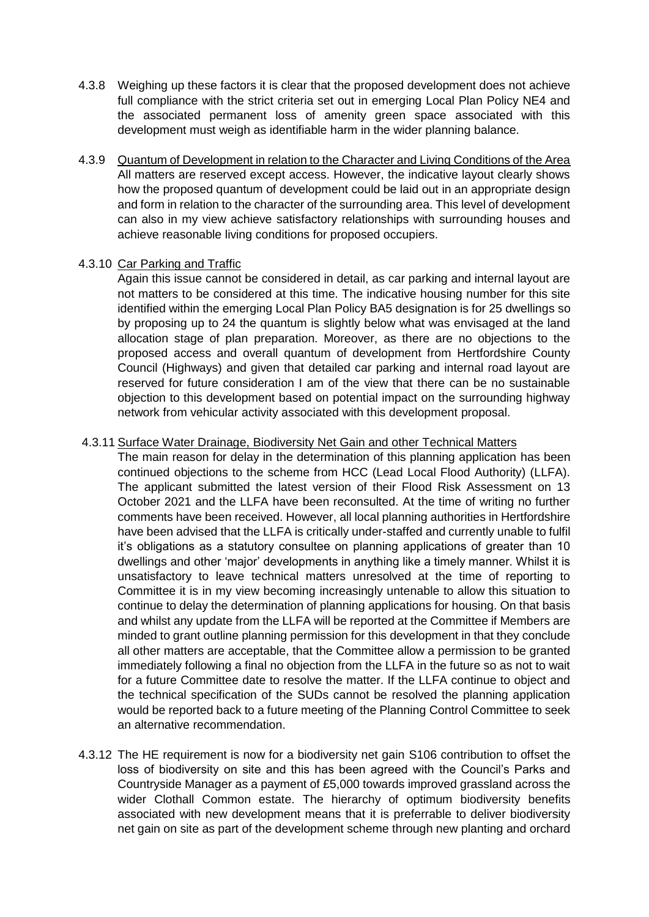4.3.8 Weighing up these factors it is clear that the proposed development does not achieve full compliance with the strict criteria set out in emerging Local Plan Policy NE4 and the associated permanent loss of amenity green space associated with this development must weigh as identifiable harm in the wider planning balance.

4.3.9 <u>Quantum of Development in relation to the Character and Living Conditions of the Area</u>
All matters are reserved except access. However, the indicative layout clearly shows how the proposed quantum of development could be laid out in an appropriate design and form in relation to the character of the surrounding area. This level of development can also in my view achieve satisfactory relationships with surrounding houses and achieve reasonable living conditions for proposed occupiers.

4.3.10 <u>Car Parking and Traffic</u>
Again this issue cannot be considered in detail, as car parking and internal layout are not matters to be considered at this time. The indicative housing number for this site identified within the emerging Local Plan Policy BA5 designation is for 25 dwellings so by proposing up to 24 the quantum is slightly below what was envisaged at the land allocation stage of plan preparation. Moreover, as there are no objections to the proposed access and overall quantum of development from Hertfordshire County Council (Highways) and given that detailed car parking and internal road layout are reserved for future consideration I am of the view that there can be no sustainable objection to this development based on potential impact on the surrounding highway network from vehicular activity associated with this development proposal.

4.3.11 <u>Surface Water Drainage, Biodiversity Net Gain and other Technical Matters</u>
The main reason for delay in the determination of this planning application has been continued objections to the scheme from HCC (Lead Local Flood Authority) (LLFA). The applicant submitted the latest version of their Flood Risk Assessment on 13 October 2021 and the LLFA have been reconsulted. At the time of writing no further comments have been received. However, all local planning authorities in Hertfordshire have been advised that the LLFA is critically under-staffed and currently unable to fulfil it's obligations as a statutory consultee on planning applications of greater than 10 dwellings and other 'major' developments in anything like a timely manner. Whilst it is unsatisfactory to leave technical matters unresolved at the time of reporting to Committee it is in my view becoming increasingly untenable to allow this situation to continue to delay the determination of planning applications for housing. On that basis and whilst any update from the LLFA will be reported at the Committee if Members are minded to grant outline planning permission for this development in that they conclude all other matters are acceptable, that the Committee allow a permission to be granted immediately following a final no objection from the LLFA in the future so as not to wait for a future Committee date to resolve the matter. If the LLFA continue to object and the technical specification of the SUDs cannot be resolved the planning application would be reported back to a future meeting of the Planning Control Committee to seek an alternative recommendation.

4.3.12 The HE requirement is now for a biodiversity net gain S106 contribution to offset the loss of biodiversity on site and this has been agreed with the Council's Parks and Countryside Manager as a payment of £5,000 towards improved grassland across the wider Clothall Common estate. The hierarchy of optimum biodiversity benefits associated with new development means that it is preferrable to deliver biodiversity net gain on site as part of the development scheme through new planting and orchard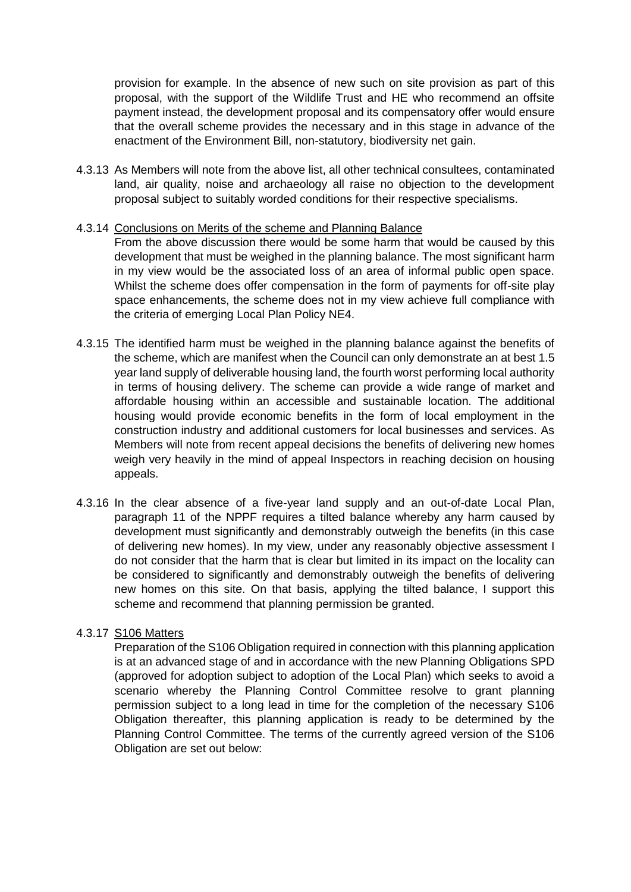provision for example. In the absence of new such on site provision as part of this proposal, with the support of the Wildlife Trust and HE who recommend an offsite payment instead, the development proposal and its compensatory offer would ensure that the overall scheme provides the necessary and in this stage in advance of the enactment of the Environment Bill, non-statutory, biodiversity net gain.

4.3.13 As Members will note from the above list, all other technical consultees, contaminated land, air quality, noise and archaeology all raise no objection to the development proposal subject to suitably worded conditions for their respective specialisms.

4.3.14 Conclusions on Merits of the scheme and Planning Balance

From the above discussion there would be some harm that would be caused by this development that must be weighed in the planning balance. The most significant harm in my view would be the associated loss of an area of informal public open space. Whilst the scheme does offer compensation in the form of payments for off-site play space enhancements, the scheme does not in my view achieve full compliance with the criteria of emerging Local Plan Policy NE4.

4.3.15 The identified harm must be weighed in the planning balance against the benefits of the scheme, which are manifest when the Council can only demonstrate an at best 1.5 year land supply of deliverable housing land, the fourth worst performing local authority in terms of housing delivery. The scheme can provide a wide range of market and affordable housing within an accessible and sustainable location. The additional housing would provide economic benefits in the form of local employment in the construction industry and additional customers for local businesses and services. As Members will note from recent appeal decisions the benefits of delivering new homes weigh very heavily in the mind of appeal Inspectors in reaching decision on housing appeals.

4.3.16 In the clear absence of a five-year land supply and an out-of-date Local Plan, paragraph 11 of the NPPF requires a tilted balance whereby any harm caused by development must significantly and demonstrably outweigh the benefits (in this case of delivering new homes). In my view, under any reasonably objective assessment I do not consider that the harm that is clear but limited in its impact on the locality can be considered to significantly and demonstrably outweigh the benefits of delivering new homes on this site. On that basis, applying the tilted balance, I support this scheme and recommend that planning permission be granted.

4.3.17 S106 Matters

Preparation of the S106 Obligation required in connection with this planning application is at an advanced stage of and in accordance with the new Planning Obligations SPD (approved for adoption subject to adoption of the Local Plan) which seeks to avoid a scenario whereby the Planning Control Committee resolve to grant planning permission subject to a long lead in time for the completion of the necessary S106 Obligation thereafter, this planning application is ready to be determined by the Planning Control Committee. The terms of the currently agreed version of the S106 Obligation are set out below: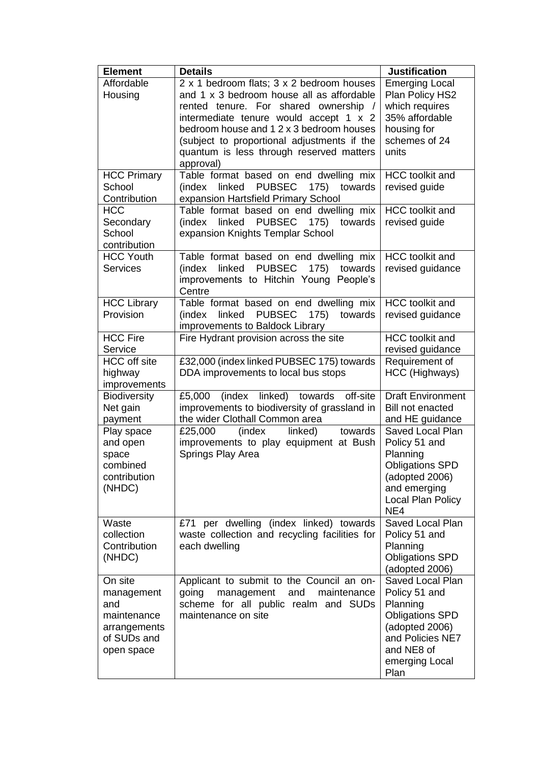| Element | Details | Justification |
|---|---|---|
| Affordable Housing | 2 x 1 bedroom flats; 3 x 2 bedroom houses and 1 x 3 bedroom house all as affordable rented tenure. For shared ownership / intermediate tenure would accept 1 x 2 bedroom house and 1 2 x 3 bedroom houses (subject to proportional adjustments if the quantum is less through reserved matters approval) | Emerging Local Plan Policy HS2 which requires 35% affordable housing for schemes of 24 units |
| HCC Primary School Contribution | Table format based on end dwelling mix (index linked PUBSEC 175) towards expansion Hartsfield Primary School | HCC toolkit and revised guide |
| HCC Secondary School contribution | Table format based on end dwelling mix (index linked PUBSEC 175) towards expansion Knights Templar School | HCC toolkit and revised guide |
| HCC Youth Services | Table format based on end dwelling mix (index linked PUBSEC 175) towards improvements to Hitchin Young People's Centre | HCC toolkit and revised guidance |
| HCC Library Provision | Table format based on end dwelling mix (index linked PUBSEC 175) towards improvements to Baldock Library | HCC toolkit and revised guidance |
| HCC Fire Service | Fire Hydrant provision across the site | HCC toolkit and revised guidance |
| HCC off site highway improvements | £32,000 (index linked PUBSEC 175) towards DDA improvements to local bus stops | Requirement of HCC (Highways) |
| Biodiversity Net gain payment | £5,000 (index linked) towards off-site improvements to biodiversity of grassland in the wider Clothall Common area | Draft Environment Bill not enacted and HE guidance |
| Play space and open space combined contribution (NHDC) | £25,000 (index linked) towards improvements to play equipment at Bush Springs Play Area | Saved Local Plan Policy 51 and Planning Obligations SPD (adopted 2006) and emerging Local Plan Policy NE4 |
| Waste collection Contribution (NHDC) | £71 per dwelling (index linked) towards waste collection and recycling facilities for each dwelling | Saved Local Plan Policy 51 and Planning Obligations SPD (adopted 2006) |
| On site management and maintenance arrangements of SUDs and open space | Applicant to submit to the Council an on-going management and maintenance scheme for all public realm and SUDs maintenance on site | Saved Local Plan Policy 51 and Planning Obligations SPD (adopted 2006) and Policies NE7 and NE8 of emerging Local Plan |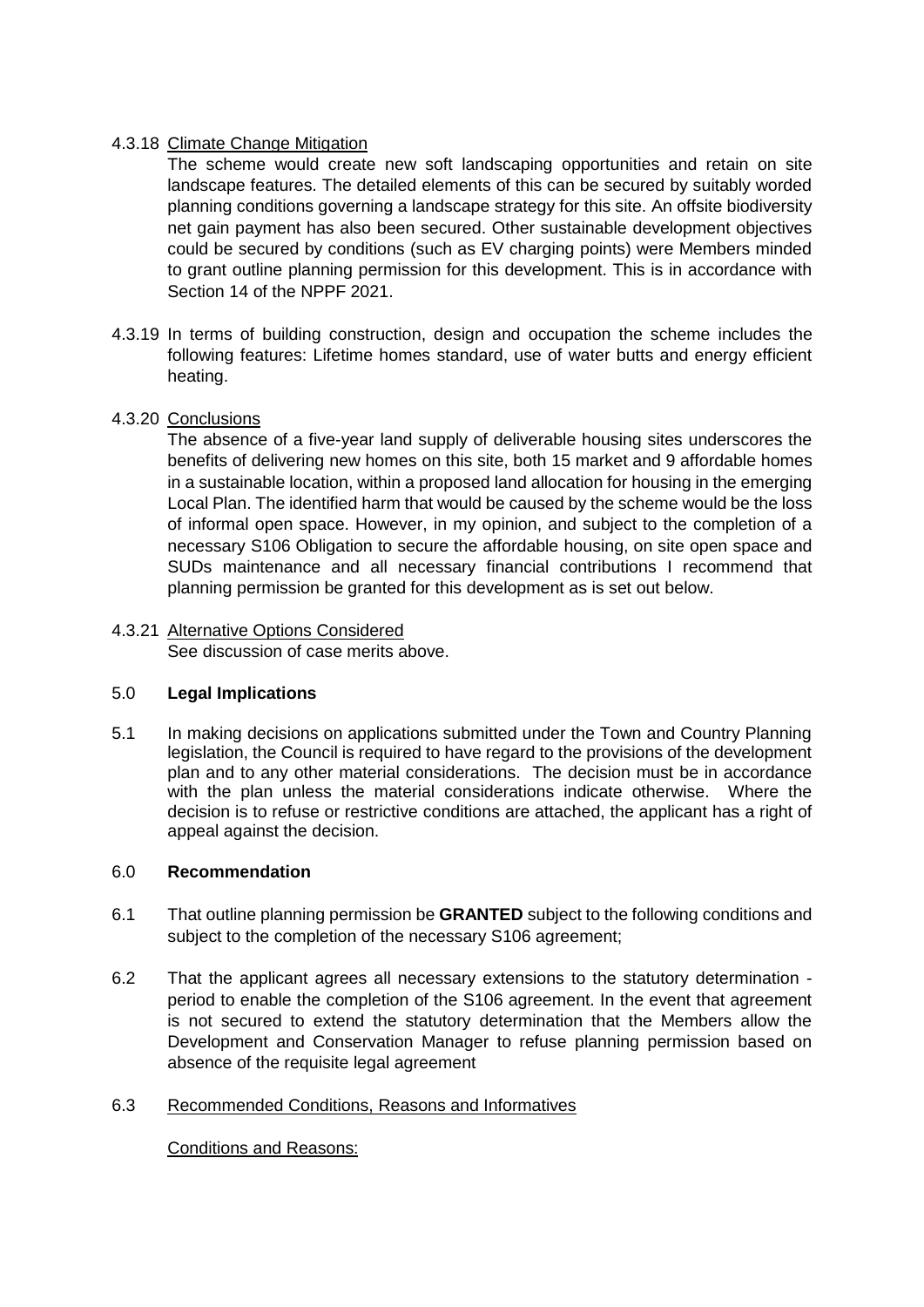4.3.18 Climate Change Mitigation

The scheme would create new soft landscaping opportunities and retain on site landscape features. The detailed elements of this can be secured by suitably worded planning conditions governing a landscape strategy for this site. An offsite biodiversity net gain payment has also been secured. Other sustainable development objectives could be secured by conditions (such as EV charging points) were Members minded to grant outline planning permission for this development. This is in accordance with Section 14 of the NPPF 2021.

4.3.19 In terms of building construction, design and occupation the scheme includes the following features: Lifetime homes standard, use of water butts and energy efficient heating.

4.3.20 Conclusions

The absence of a five-year land supply of deliverable housing sites underscores the benefits of delivering new homes on this site, both 15 market and 9 affordable homes in a sustainable location, within a proposed land allocation for housing in the emerging Local Plan. The identified harm that would be caused by the scheme would be the loss of informal open space. However, in my opinion, and subject to the completion of a necessary S106 Obligation to secure the affordable housing, on site open space and SUDs maintenance and all necessary financial contributions I recommend that planning permission be granted for this development as is set out below.

4.3.21 Alternative Options Considered

See discussion of case merits above.

## 5.0 **Legal Implications**

5.1 In making decisions on applications submitted under the Town and Country Planning legislation, the Council is required to have regard to the provisions of the development plan and to any other material considerations. The decision must be in accordance with the plan unless the material considerations indicate otherwise. Where the decision is to refuse or restrictive conditions are attached, the applicant has a right of appeal against the decision.

## 6.0 **Recommendation**

6.1 That outline planning permission be **GRANTED** subject to the following conditions and subject to the completion of the necessary S106 agreement;

6.2 That the applicant agrees all necessary extensions to the statutory determination - period to enable the completion of the S106 agreement. In the event that agreement is not secured to extend the statutory determination that the Members allow the Development and Conservation Manager to refuse planning permission based on absence of the requisite legal agreement

6.3 Recommended Conditions, Reasons and Informatives

Conditions and Reasons: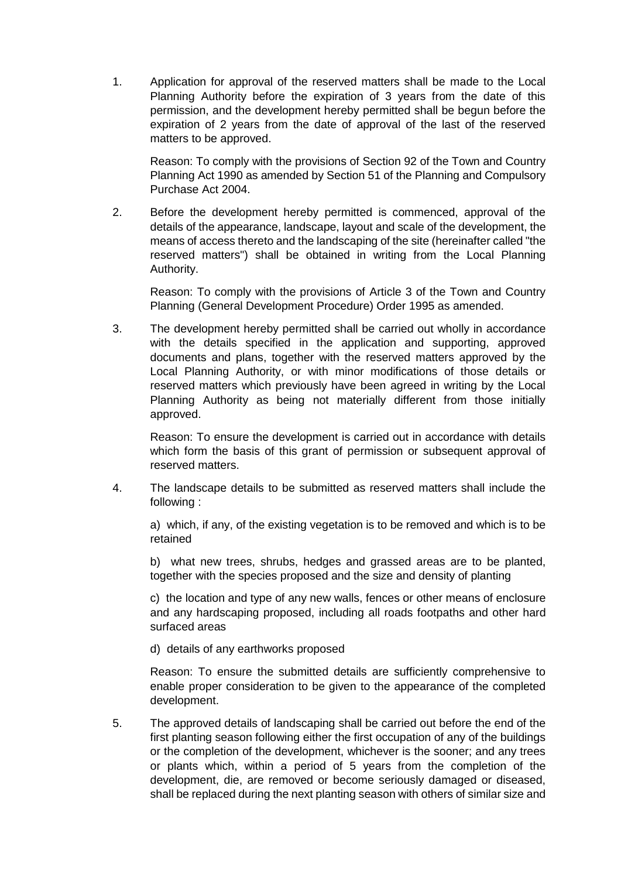1. Application for approval of the reserved matters shall be made to the Local Planning Authority before the expiration of 3 years from the date of this permission, and the development hereby permitted shall be begun before the expiration of 2 years from the date of approval of the last of the reserved matters to be approved.

   Reason: To comply with the provisions of Section 92 of the Town and Country Planning Act 1990 as amended by Section 51 of the Planning and Compulsory Purchase Act 2004.

2. Before the development hereby permitted is commenced, approval of the details of the appearance, landscape, layout and scale of the development, the means of access thereto and the landscaping of the site (hereinafter called "the reserved matters") shall be obtained in writing from the Local Planning Authority.

   Reason: To comply with the provisions of Article 3 of the Town and Country Planning (General Development Procedure) Order 1995 as amended.

3. The development hereby permitted shall be carried out wholly in accordance with the details specified in the application and supporting, approved documents and plans, together with the reserved matters approved by the Local Planning Authority, or with minor modifications of those details or reserved matters which previously have been agreed in writing by the Local Planning Authority as being not materially different from those initially approved.

   Reason: To ensure the development is carried out in accordance with details which form the basis of this grant of permission or subsequent approval of reserved matters.

4. The landscape details to be submitted as reserved matters shall include the following :

   a) which, if any, of the existing vegetation is to be removed and which is to be retained

   b) what new trees, shrubs, hedges and grassed areas are to be planted, together with the species proposed and the size and density of planting

   c) the location and type of any new walls, fences or other means of enclosure and any hardscaping proposed, including all roads footpaths and other hard surfaced areas

   d) details of any earthworks proposed

   Reason: To ensure the submitted details are sufficiently comprehensive to enable proper consideration to be given to the appearance of the completed development.

5. The approved details of landscaping shall be carried out before the end of the first planting season following either the first occupation of any of the buildings or the completion of the development, whichever is the sooner; and any trees or plants which, within a period of 5 years from the completion of the development, die, are removed or become seriously damaged or diseased, shall be replaced during the next planting season with others of similar size and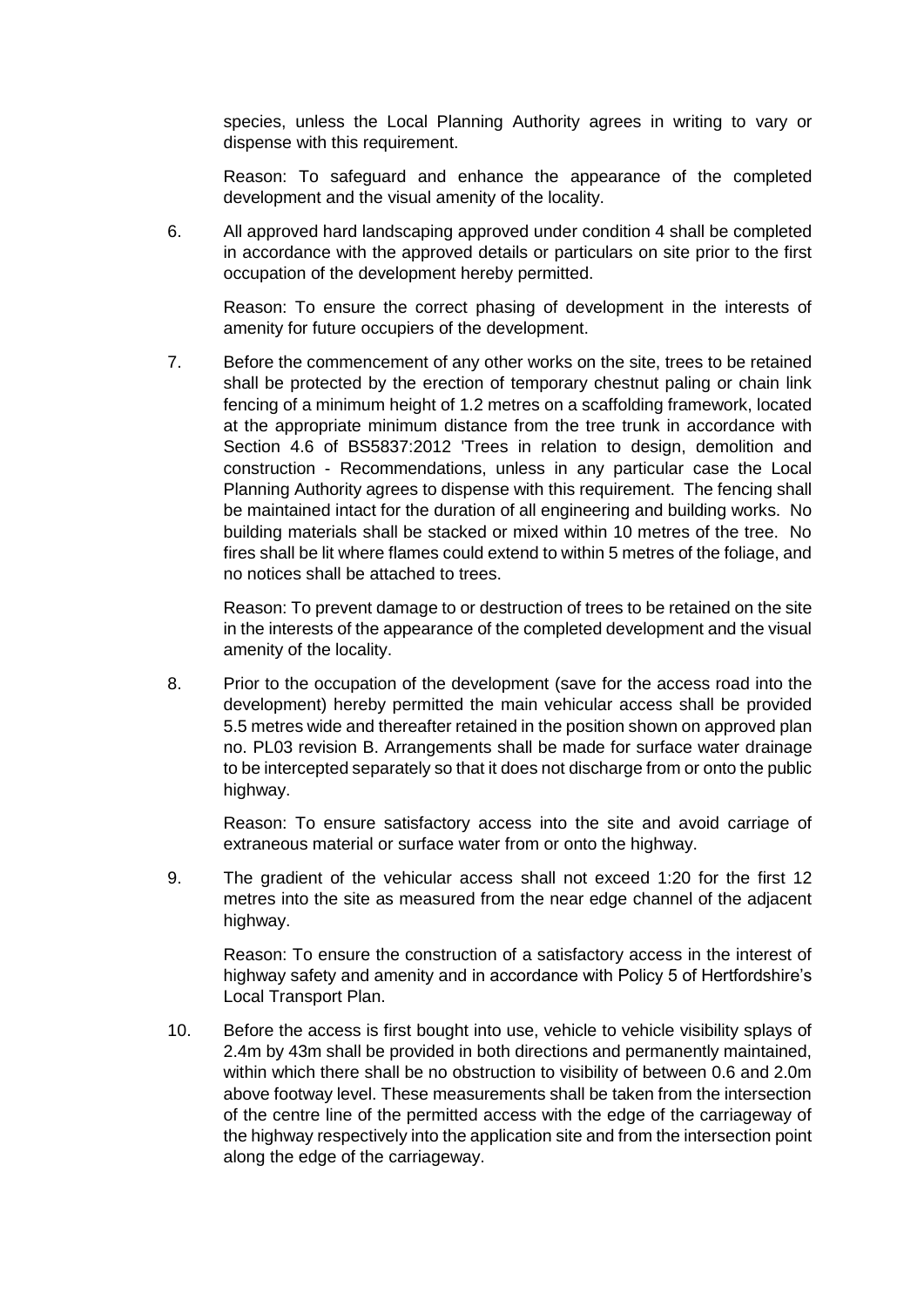species, unless the Local Planning Authority agrees in writing to vary or dispense with this requirement.

Reason: To safeguard and enhance the appearance of the completed development and the visual amenity of the locality.

6. All approved hard landscaping approved under condition 4 shall be completed in accordance with the approved details or particulars on site prior to the first occupation of the development hereby permitted.

   Reason: To ensure the correct phasing of development in the interests of amenity for future occupiers of the development.

7. Before the commencement of any other works on the site, trees to be retained shall be protected by the erection of temporary chestnut paling or chain link fencing of a minimum height of 1.2 metres on a scaffolding framework, located at the appropriate minimum distance from the tree trunk in accordance with Section 4.6 of BS5837:2012 'Trees in relation to design, demolition and construction - Recommendations, unless in any particular case the Local Planning Authority agrees to dispense with this requirement. The fencing shall be maintained intact for the duration of all engineering and building works. No building materials shall be stacked or mixed within 10 metres of the tree. No fires shall be lit where flames could extend to within 5 metres of the foliage, and no notices shall be attached to trees.

   Reason: To prevent damage to or destruction of trees to be retained on the site in the interests of the appearance of the completed development and the visual amenity of the locality.

8. Prior to the occupation of the development (save for the access road into the development) hereby permitted the main vehicular access shall be provided 5.5 metres wide and thereafter retained in the position shown on approved plan no. PL03 revision B. Arrangements shall be made for surface water drainage to be intercepted separately so that it does not discharge from or onto the public highway.

   Reason: To ensure satisfactory access into the site and avoid carriage of extraneous material or surface water from or onto the highway.

9. The gradient of the vehicular access shall not exceed 1:20 for the first 12 metres into the site as measured from the near edge channel of the adjacent highway.

   Reason: To ensure the construction of a satisfactory access in the interest of highway safety and amenity and in accordance with Policy 5 of Hertfordshire's Local Transport Plan.

10. Before the access is first bought into use, vehicle to vehicle visibility splays of 2.4m by 43m shall be provided in both directions and permanently maintained, within which there shall be no obstruction to visibility of between 0.6 and 2.0m above footway level. These measurements shall be taken from the intersection of the centre line of the permitted access with the edge of the carriageway of the highway respectively into the application site and from the intersection point along the edge of the carriageway.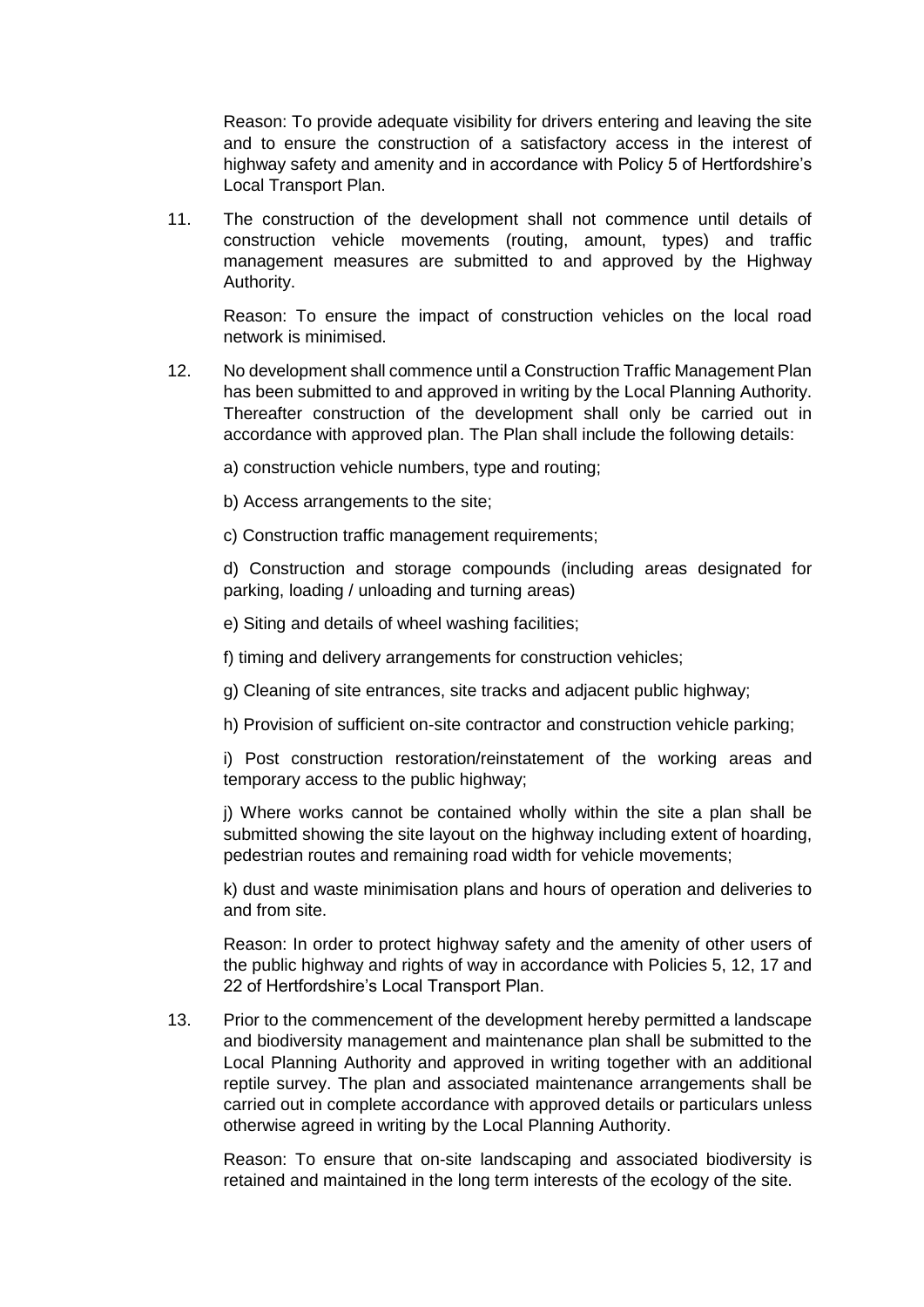Reason: To provide adequate visibility for drivers entering and leaving the site and to ensure the construction of a satisfactory access in the interest of highway safety and amenity and in accordance with Policy 5 of Hertfordshire's Local Transport Plan.

11. The construction of the development shall not commence until details of construction vehicle movements (routing, amount, types) and traffic management measures are submitted to and approved by the Highway Authority.

    Reason: To ensure the impact of construction vehicles on the local road network is minimised.

12. No development shall commence until a Construction Traffic Management Plan has been submitted to and approved in writing by the Local Planning Authority. Thereafter construction of the development shall only be carried out in accordance with approved plan. The Plan shall include the following details:

    a) construction vehicle numbers, type and routing;

    b) Access arrangements to the site;

    c) Construction traffic management requirements;

    d) Construction and storage compounds (including areas designated for parking, loading / unloading and turning areas)

    e) Siting and details of wheel washing facilities;

    f) timing and delivery arrangements for construction vehicles;

    g) Cleaning of site entrances, site tracks and adjacent public highway;

    h) Provision of sufficient on-site contractor and construction vehicle parking;

    i) Post construction restoration/reinstatement of the working areas and temporary access to the public highway;

    j) Where works cannot be contained wholly within the site a plan shall be submitted showing the site layout on the highway including extent of hoarding, pedestrian routes and remaining road width for vehicle movements;

    k) dust and waste minimisation plans and hours of operation and deliveries to and from site.

    Reason: In order to protect highway safety and the amenity of other users of the public highway and rights of way in accordance with Policies 5, 12, 17 and 22 of Hertfordshire's Local Transport Plan.

13. Prior to the commencement of the development hereby permitted a landscape and biodiversity management and maintenance plan shall be submitted to the Local Planning Authority and approved in writing together with an additional reptile survey. The plan and associated maintenance arrangements shall be carried out in complete accordance with approved details or particulars unless otherwise agreed in writing by the Local Planning Authority.

    Reason: To ensure that on-site landscaping and associated biodiversity is retained and maintained in the long term interests of the ecology of the site.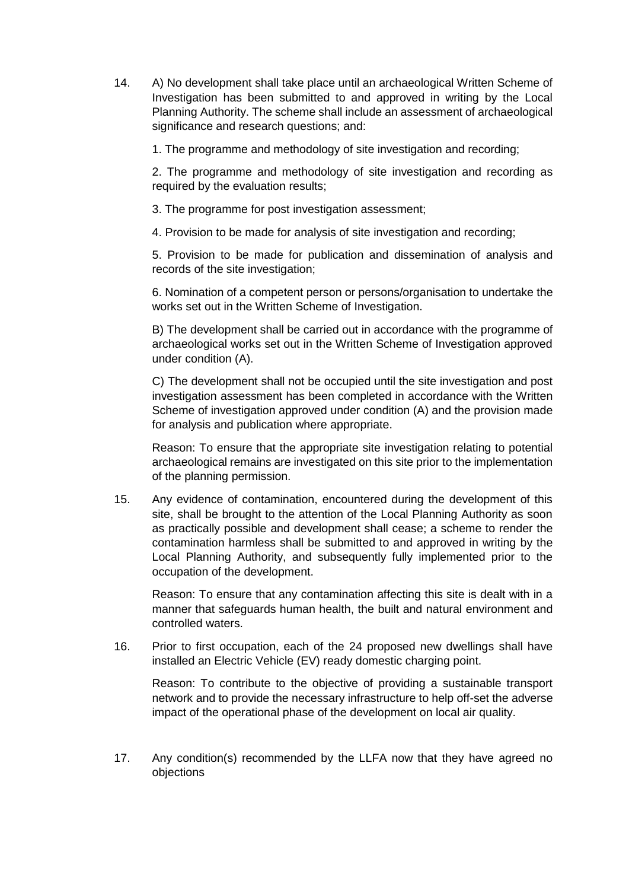14. A) No development shall take place until an archaeological Written Scheme of Investigation has been submitted to and approved in writing by the Local Planning Authority. The scheme shall include an assessment of archaeological significance and research questions; and:

    1. The programme and methodology of site investigation and recording;

    2. The programme and methodology of site investigation and recording as required by the evaluation results;

    3. The programme for post investigation assessment;

    4. Provision to be made for analysis of site investigation and recording;

    5. Provision to be made for publication and dissemination of analysis and records of the site investigation;

    6. Nomination of a competent person or persons/organisation to undertake the works set out in the Written Scheme of Investigation.

    B) The development shall be carried out in accordance with the programme of archaeological works set out in the Written Scheme of Investigation approved under condition (A).

    C) The development shall not be occupied until the site investigation and post investigation assessment has been completed in accordance with the Written Scheme of investigation approved under condition (A) and the provision made for analysis and publication where appropriate.

    Reason: To ensure that the appropriate site investigation relating to potential archaeological remains are investigated on this site prior to the implementation of the planning permission.

15. Any evidence of contamination, encountered during the development of this site, shall be brought to the attention of the Local Planning Authority as soon as practically possible and development shall cease; a scheme to render the contamination harmless shall be submitted to and approved in writing by the Local Planning Authority, and subsequently fully implemented prior to the occupation of the development.

    Reason: To ensure that any contamination affecting this site is dealt with in a manner that safeguards human health, the built and natural environment and controlled waters.

16. Prior to first occupation, each of the 24 proposed new dwellings shall have installed an Electric Vehicle (EV) ready domestic charging point.

    Reason: To contribute to the objective of providing a sustainable transport network and to provide the necessary infrastructure to help off-set the adverse impact of the operational phase of the development on local air quality.

17. Any condition(s) recommended by the LLFA now that they have agreed no objections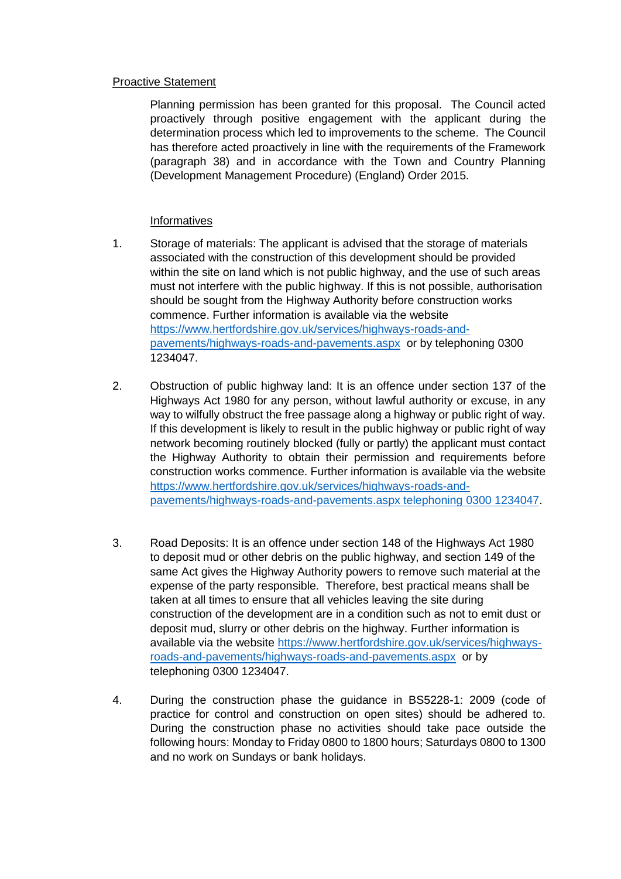Proactive Statement

Planning permission has been granted for this proposal. The Council acted proactively through positive engagement with the applicant during the determination process which led to improvements to the scheme. The Council has therefore acted proactively in line with the requirements of the Framework (paragraph 38) and in accordance with the Town and Country Planning (Development Management Procedure) (England) Order 2015.

Informatives

1. Storage of materials: The applicant is advised that the storage of materials associated with the construction of this development should be provided within the site on land which is not public highway, and the use of such areas must not interfere with the public highway. If this is not possible, authorisation should be sought from the Highway Authority before construction works commence. Further information is available via the website https://www.hertfordshire.gov.uk/services/highways-roads-and-pavements/highways-roads-and-pavements.aspx or by telephoning 0300 1234047.

2. Obstruction of public highway land: It is an offence under section 137 of the Highways Act 1980 for any person, without lawful authority or excuse, in any way to wilfully obstruct the free passage along a highway or public right of way. If this development is likely to result in the public highway or public right of way network becoming routinely blocked (fully or partly) the applicant must contact the Highway Authority to obtain their permission and requirements before construction works commence. Further information is available via the website https://www.hertfordshire.gov.uk/services/highways-roads-and-pavements/highways-roads-and-pavements.aspx telephoning 0300 1234047.

3. Road Deposits: It is an offence under section 148 of the Highways Act 1980 to deposit mud or other debris on the public highway, and section 149 of the same Act gives the Highway Authority powers to remove such material at the expense of the party responsible. Therefore, best practical means shall be taken at all times to ensure that all vehicles leaving the site during construction of the development are in a condition such as not to emit dust or deposit mud, slurry or other debris on the highway. Further information is available via the website https://www.hertfordshire.gov.uk/services/highways-roads-and-pavements/highways-roads-and-pavements.aspx or by telephoning 0300 1234047.

4. During the construction phase the guidance in BS5228-1: 2009 (code of practice for control and construction on open sites) should be adhered to. During the construction phase no activities should take pace outside the following hours: Monday to Friday 0800 to 1800 hours; Saturdays 0800 to 1300 and no work on Sundays or bank holidays.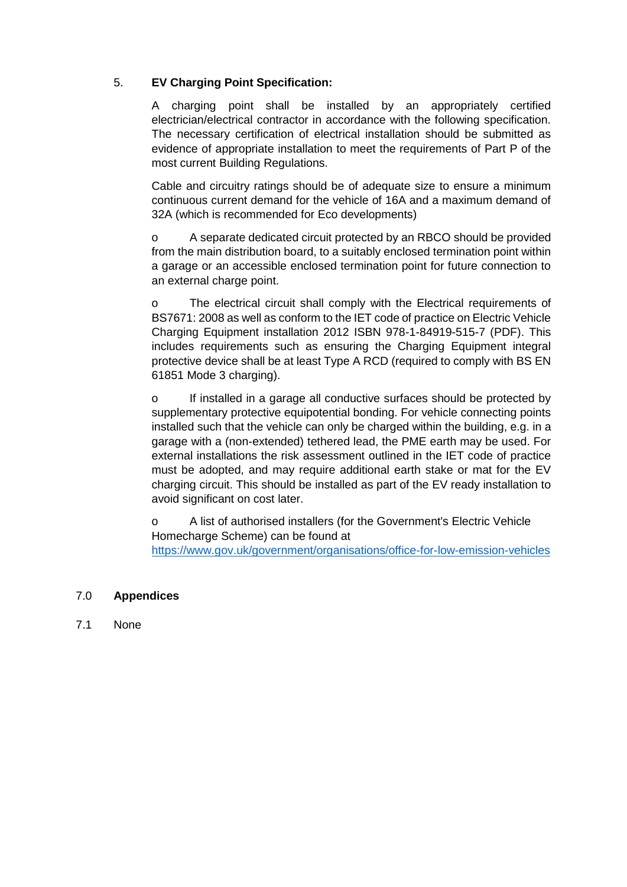## 5. EV Charging Point Specification:

A charging point shall be installed by an appropriately certified electrician/electrical contractor in accordance with the following specification. The necessary certification of electrical installation should be submitted as evidence of appropriate installation to meet the requirements of Part P of the most current Building Regulations.

Cable and circuitry ratings should be of adequate size to ensure a minimum continuous current demand for the vehicle of 16A and a maximum demand of 32A (which is recommended for Eco developments)

- A separate dedicated circuit protected by an RBCO should be provided from the main distribution board, to a suitably enclosed termination point within a garage or an accessible enclosed termination point for future connection to an external charge point.

- The electrical circuit shall comply with the Electrical requirements of BS7671: 2008 as well as conform to the IET code of practice on Electric Vehicle Charging Equipment installation 2012 ISBN 978-1-84919-515-7 (PDF). This includes requirements such as ensuring the Charging Equipment integral protective device shall be at least Type A RCD (required to comply with BS EN 61851 Mode 3 charging).

- If installed in a garage all conductive surfaces should be protected by supplementary protective equipotential bonding. For vehicle connecting points installed such that the vehicle can only be charged within the building, e.g. in a garage with a (non-extended) tethered lead, the PME earth may be used. For external installations the risk assessment outlined in the IET code of practice must be adopted, and may require additional earth stake or mat for the EV charging circuit. This should be installed as part of the EV ready installation to avoid significant on cost later.

- A list of authorised installers (for the Government's Electric Vehicle Homecharge Scheme) can be found at https://www.gov.uk/government/organisations/office-for-low-emission-vehicles

## 7.0 Appendices

7.1 None